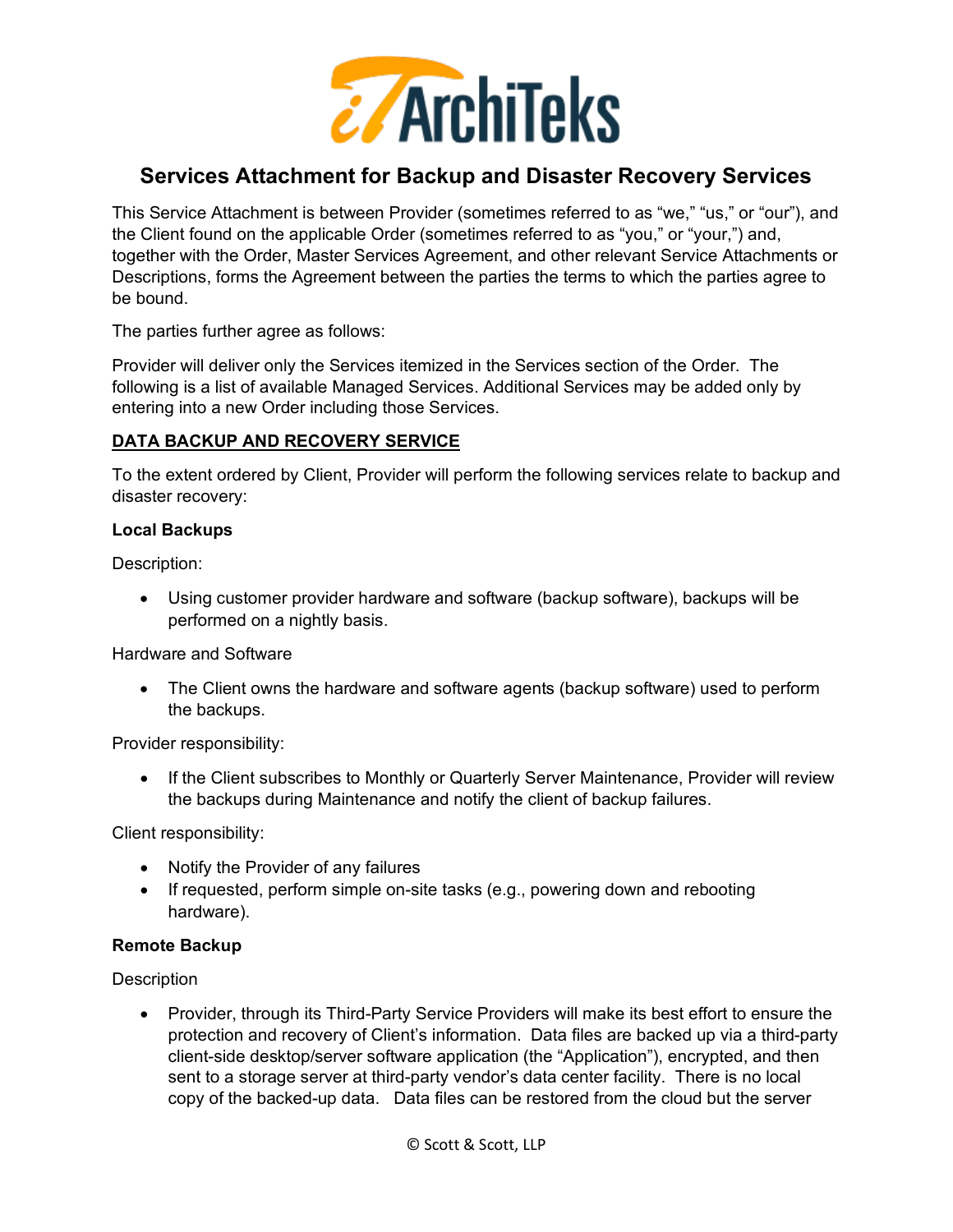# Services Attachment for Backup and Disaster Recovery Services

This Service Attachment is between Provider (sometimes referred to as "we," "us," or "our"), and the Client found on the applicable Order (sometimes referred to as "you," or "your,") and, together with the Order, Master Services Agreement, and other relevant Service Attachments or Descriptions, forms the Agreement between the parties the terms to which the parties agree to be bound.

The parties further agree as follows:

Provider will deliver only the Services itemized in the Services section of the Order. The following is a list of available Managed Services. Additional Services may be added only by entering into a new Order including those Services.

## DATA BACKUP AND RECOVERY SERVICE

To the extent ordered by Client, Provider will perform the following services relate to backup and disaster recovery:

### Local Backups

Description:

- Using customer provider hardware and software (backup software), backups will be performed on a nightly basis.

Hardware and Software

- The Client owns the hardware and software agents (backup software) used to perform the backups.

Provider responsibility:

- If the Client subscribes to Monthly or Quarterly Server Maintenance, Provider will review the backups during Maintenance and notify the client of backup failures.

Client responsibility:

- Notify the Provider of any failures
- If requested, perform simple on-site tasks (e.g., powering down and rebooting hardware).

### Remote Backup

Description

- Provider, through its Third-Party Service Providers will make its best effort to ensure the protection and recovery of Client's information. Data files are backed up via a third-party client-side desktop/server software application (the "Application"), encrypted, and then sent to a storage server at third-party vendor's data center facility. There is no local copy of the backed-up data. Data files can be restored from the cloud but the server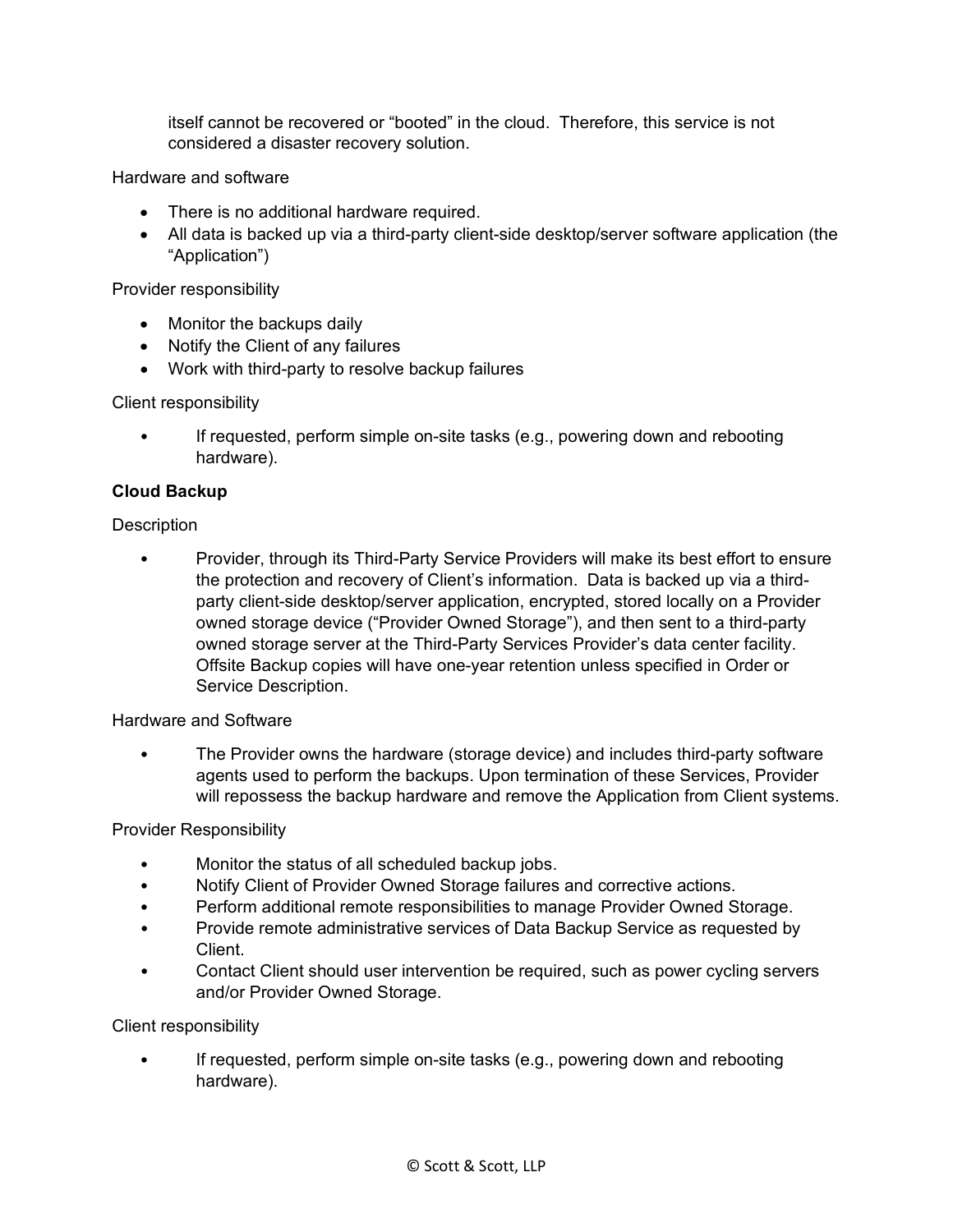itself cannot be recovered or "booted" in the cloud. Therefore, this service is not considered a disaster recovery solution.

Hardware and software

- There is no additional hardware required.
- All data is backed up via a third-party client-side desktop/server software application (the "Application")

Provider responsibility

- Monitor the backups daily
- Notify the Client of any failures
- Work with third-party to resolve backup failures

Client responsibility

- If requested, perform simple on-site tasks (e.g., powering down and rebooting hardware).

**Cloud Backup**

Description

- Provider, through its Third-Party Service Providers will make its best effort to ensure the protection and recovery of Client's information. Data is backed up via a third-party client-side desktop/server application, encrypted, stored locally on a Provider owned storage device ("Provider Owned Storage"), and then sent to a third-party owned storage server at the Third-Party Services Provider's data center facility. Offsite Backup copies will have one-year retention unless specified in Order or Service Description.

Hardware and Software

- The Provider owns the hardware (storage device) and includes third-party software agents used to perform the backups. Upon termination of these Services, Provider will repossess the backup hardware and remove the Application from Client systems.

Provider Responsibility

- Monitor the status of all scheduled backup jobs.
- Notify Client of Provider Owned Storage failures and corrective actions.
- Perform additional remote responsibilities to manage Provider Owned Storage.
- Provide remote administrative services of Data Backup Service as requested by Client.
- Contact Client should user intervention be required, such as power cycling servers and/or Provider Owned Storage.

Client responsibility

- If requested, perform simple on-site tasks (e.g., powering down and rebooting hardware).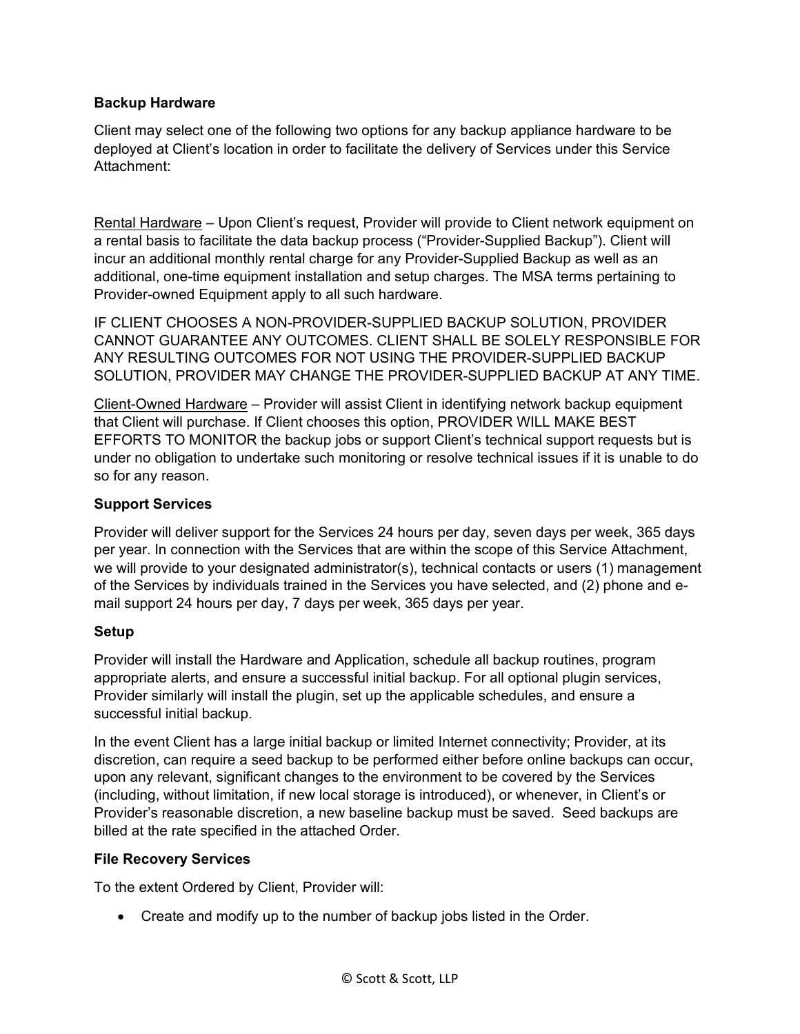**Backup Hardware**

Client may select one of the following two options for any backup appliance hardware to be deployed at Client's location in order to facilitate the delivery of Services under this Service Attachment:

<u>Rental Hardware</u> – Upon Client's request, Provider will provide to Client network equipment on a rental basis to facilitate the data backup process ("Provider-Supplied Backup"). Client will incur an additional monthly rental charge for any Provider-Supplied Backup as well as an additional, one-time equipment installation and setup charges. The MSA terms pertaining to Provider-owned Equipment apply to all such hardware.

IF CLIENT CHOOSES A NON-PROVIDER-SUPPLIED BACKUP SOLUTION, PROVIDER CANNOT GUARANTEE ANY OUTCOMES. CLIENT SHALL BE SOLELY RESPONSIBLE FOR ANY RESULTING OUTCOMES FOR NOT USING THE PROVIDER-SUPPLIED BACKUP SOLUTION, PROVIDER MAY CHANGE THE PROVIDER-SUPPLIED BACKUP AT ANY TIME.

<u>Client-Owned Hardware</u> – Provider will assist Client in identifying network backup equipment that Client will purchase. If Client chooses this option, PROVIDER WILL MAKE BEST EFFORTS TO MONITOR the backup jobs or support Client's technical support requests but is under no obligation to undertake such monitoring or resolve technical issues if it is unable to do so for any reason.

**Support Services**

Provider will deliver support for the Services 24 hours per day, seven days per week, 365 days per year. In connection with the Services that are within the scope of this Service Attachment, we will provide to your designated administrator(s), technical contacts or users (1) management of the Services by individuals trained in the Services you have selected, and (2) phone and e-mail support 24 hours per day, 7 days per week, 365 days per year.

**Setup**

Provider will install the Hardware and Application, schedule all backup routines, program appropriate alerts, and ensure a successful initial backup. For all optional plugin services, Provider similarly will install the plugin, set up the applicable schedules, and ensure a successful initial backup.

In the event Client has a large initial backup or limited Internet connectivity; Provider, at its discretion, can require a seed backup to be performed either before online backups can occur, upon any relevant, significant changes to the environment to be covered by the Services (including, without limitation, if new local storage is introduced), or whenever, in Client's or Provider's reasonable discretion, a new baseline backup must be saved. Seed backups are billed at the rate specified in the attached Order.

**File Recovery Services**

To the extent Ordered by Client, Provider will:

- Create and modify up to the number of backup jobs listed in the Order.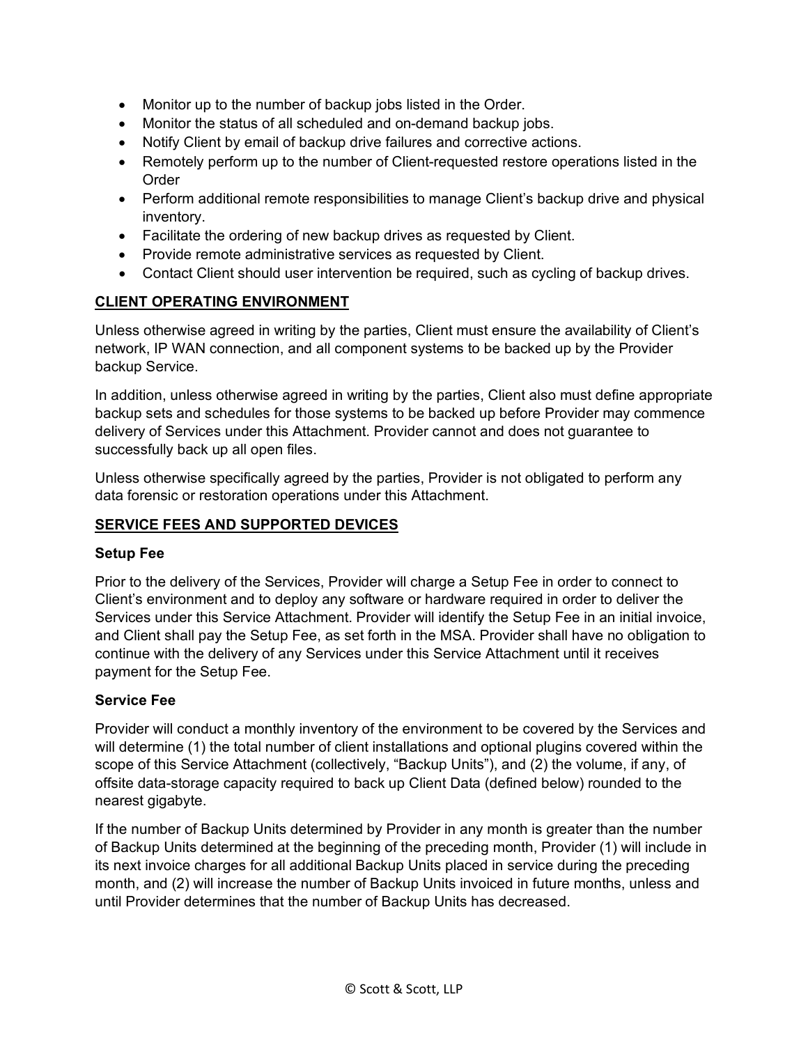- Monitor up to the number of backup jobs listed in the Order.
- Monitor the status of all scheduled and on-demand backup jobs.
- Notify Client by email of backup drive failures and corrective actions.
- Remotely perform up to the number of Client-requested restore operations listed in the Order
- Perform additional remote responsibilities to manage Client's backup drive and physical inventory.
- Facilitate the ordering of new backup drives as requested by Client.
- Provide remote administrative services as requested by Client.
- Contact Client should user intervention be required, such as cycling of backup drives.

## CLIENT OPERATING ENVIRONMENT

Unless otherwise agreed in writing by the parties, Client must ensure the availability of Client's network, IP WAN connection, and all component systems to be backed up by the Provider backup Service.

In addition, unless otherwise agreed in writing by the parties, Client also must define appropriate backup sets and schedules for those systems to be backed up before Provider may commence delivery of Services under this Attachment. Provider cannot and does not guarantee to successfully back up all open files.

Unless otherwise specifically agreed by the parties, Provider is not obligated to perform any data forensic or restoration operations under this Attachment.

## SERVICE FEES AND SUPPORTED DEVICES

### Setup Fee

Prior to the delivery of the Services, Provider will charge a Setup Fee in order to connect to Client's environment and to deploy any software or hardware required in order to deliver the Services under this Service Attachment. Provider will identify the Setup Fee in an initial invoice, and Client shall pay the Setup Fee, as set forth in the MSA. Provider shall have no obligation to continue with the delivery of any Services under this Service Attachment until it receives payment for the Setup Fee.

### Service Fee

Provider will conduct a monthly inventory of the environment to be covered by the Services and will determine (1) the total number of client installations and optional plugins covered within the scope of this Service Attachment (collectively, "Backup Units"), and (2) the volume, if any, of offsite data-storage capacity required to back up Client Data (defined below) rounded to the nearest gigabyte.

If the number of Backup Units determined by Provider in any month is greater than the number of Backup Units determined at the beginning of the preceding month, Provider (1) will include in its next invoice charges for all additional Backup Units placed in service during the preceding month, and (2) will increase the number of Backup Units invoiced in future months, unless and until Provider determines that the number of Backup Units has decreased.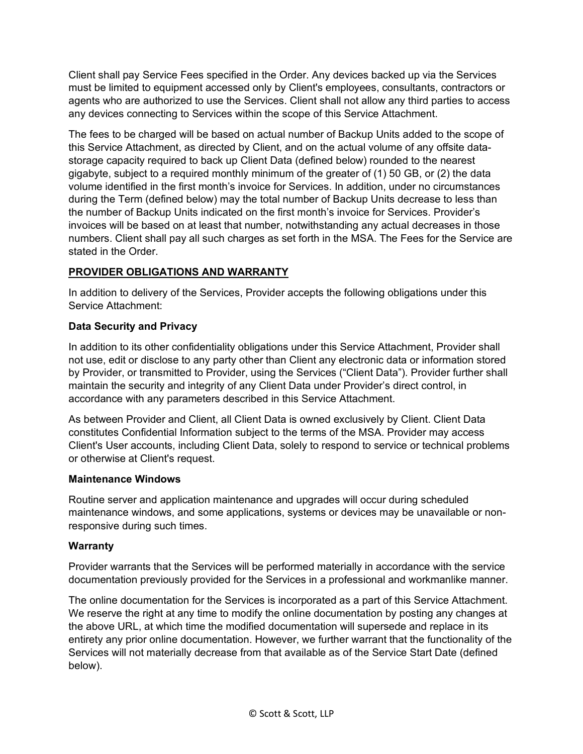Client shall pay Service Fees specified in the Order. Any devices backed up via the Services must be limited to equipment accessed only by Client's employees, consultants, contractors or agents who are authorized to use the Services. Client shall not allow any third parties to access any devices connecting to Services within the scope of this Service Attachment.

The fees to be charged will be based on actual number of Backup Units added to the scope of this Service Attachment, as directed by Client, and on the actual volume of any offsite data-storage capacity required to back up Client Data (defined below) rounded to the nearest gigabyte, subject to a required monthly minimum of the greater of (1) 50 GB, or (2) the data volume identified in the first month's invoice for Services. In addition, under no circumstances during the Term (defined below) may the total number of Backup Units decrease to less than the number of Backup Units indicated on the first month's invoice for Services. Provider's invoices will be based on at least that number, notwithstanding any actual decreases in those numbers. Client shall pay all such charges as set forth in the MSA. The Fees for the Service are stated in the Order.

## PROVIDER OBLIGATIONS AND WARRANTY

In addition to delivery of the Services, Provider accepts the following obligations under this Service Attachment:

### Data Security and Privacy

In addition to its other confidentiality obligations under this Service Attachment, Provider shall not use, edit or disclose to any party other than Client any electronic data or information stored by Provider, or transmitted to Provider, using the Services ("Client Data"). Provider further shall maintain the security and integrity of any Client Data under Provider's direct control, in accordance with any parameters described in this Service Attachment.

As between Provider and Client, all Client Data is owned exclusively by Client. Client Data constitutes Confidential Information subject to the terms of the MSA. Provider may access Client's User accounts, including Client Data, solely to respond to service or technical problems or otherwise at Client's request.

### Maintenance Windows

Routine server and application maintenance and upgrades will occur during scheduled maintenance windows, and some applications, systems or devices may be unavailable or non-responsive during such times.

### Warranty

Provider warrants that the Services will be performed materially in accordance with the service documentation previously provided for the Services in a professional and workmanlike manner.

The online documentation for the Services is incorporated as a part of this Service Attachment. We reserve the right at any time to modify the online documentation by posting any changes at the above URL, at which time the modified documentation will supersede and replace in its entirety any prior online documentation. However, we further warrant that the functionality of the Services will not materially decrease from that available as of the Service Start Date (defined below).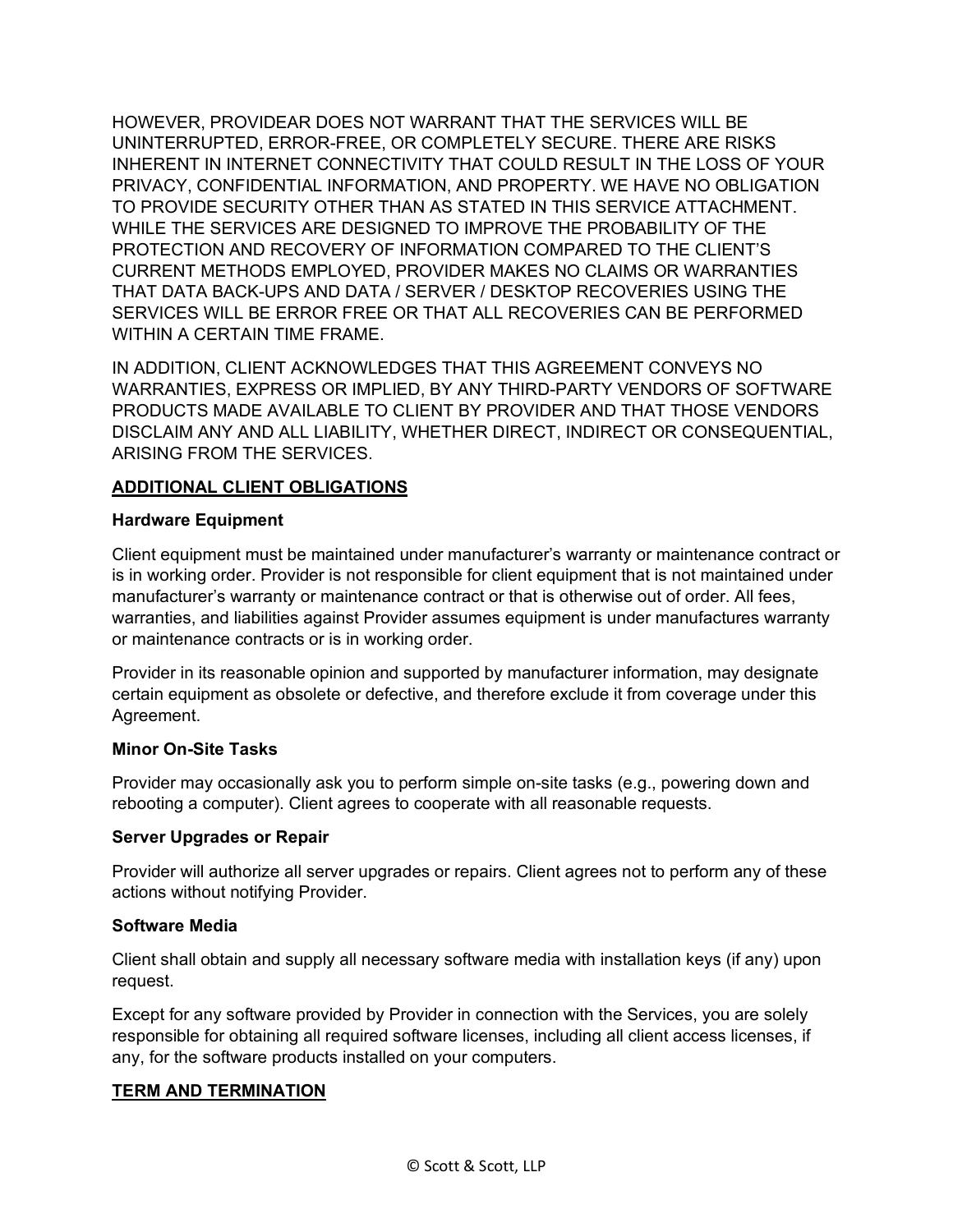HOWEVER, PROVIDEAR DOES NOT WARRANT THAT THE SERVICES WILL BE UNINTERRUPTED, ERROR-FREE, OR COMPLETELY SECURE. THERE ARE RISKS INHERENT IN INTERNET CONNECTIVITY THAT COULD RESULT IN THE LOSS OF YOUR PRIVACY, CONFIDENTIAL INFORMATION, AND PROPERTY. WE HAVE NO OBLIGATION TO PROVIDE SECURITY OTHER THAN AS STATED IN THIS SERVICE ATTACHMENT. WHILE THE SERVICES ARE DESIGNED TO IMPROVE THE PROBABILITY OF THE PROTECTION AND RECOVERY OF INFORMATION COMPARED TO THE CLIENT'S CURRENT METHODS EMPLOYED, PROVIDER MAKES NO CLAIMS OR WARRANTIES THAT DATA BACK-UPS AND DATA / SERVER / DESKTOP RECOVERIES USING THE SERVICES WILL BE ERROR FREE OR THAT ALL RECOVERIES CAN BE PERFORMED WITHIN A CERTAIN TIME FRAME.

IN ADDITION, CLIENT ACKNOWLEDGES THAT THIS AGREEMENT CONVEYS NO WARRANTIES, EXPRESS OR IMPLIED, BY ANY THIRD-PARTY VENDORS OF SOFTWARE PRODUCTS MADE AVAILABLE TO CLIENT BY PROVIDER AND THAT THOSE VENDORS DISCLAIM ANY AND ALL LIABILITY, WHETHER DIRECT, INDIRECT OR CONSEQUENTIAL, ARISING FROM THE SERVICES.

## ADDITIONAL CLIENT OBLIGATIONS

### Hardware Equipment

Client equipment must be maintained under manufacturer's warranty or maintenance contract or is in working order. Provider is not responsible for client equipment that is not maintained under manufacturer's warranty or maintenance contract or that is otherwise out of order. All fees, warranties, and liabilities against Provider assumes equipment is under manufactures warranty or maintenance contracts or is in working order.

Provider in its reasonable opinion and supported by manufacturer information, may designate certain equipment as obsolete or defective, and therefore exclude it from coverage under this Agreement.

### Minor On-Site Tasks

Provider may occasionally ask you to perform simple on-site tasks (e.g., powering down and rebooting a computer). Client agrees to cooperate with all reasonable requests.

### Server Upgrades or Repair

Provider will authorize all server upgrades or repairs. Client agrees not to perform any of these actions without notifying Provider.

### Software Media

Client shall obtain and supply all necessary software media with installation keys (if any) upon request.

Except for any software provided by Provider in connection with the Services, you are solely responsible for obtaining all required software licenses, including all client access licenses, if any, for the software products installed on your computers.

## TERM AND TERMINATION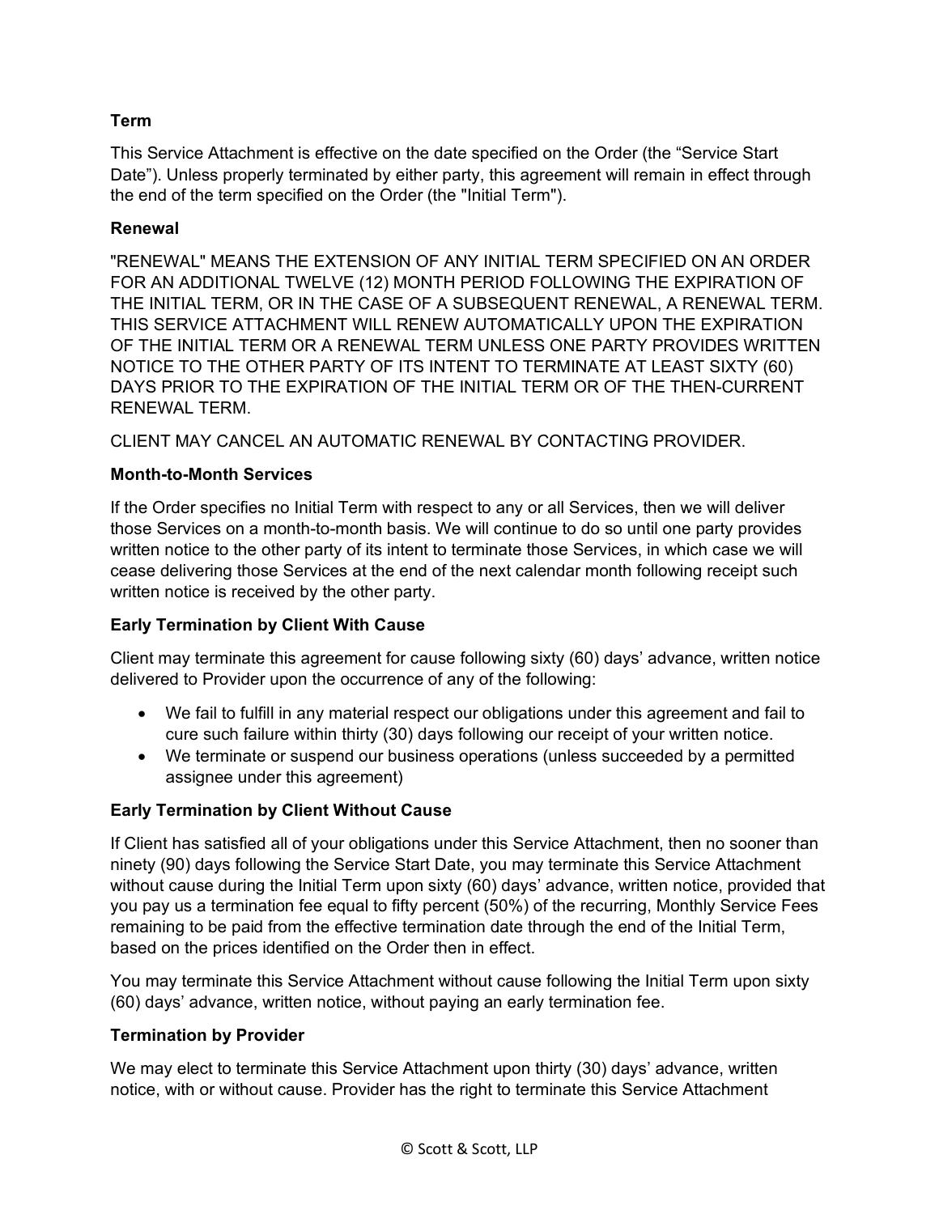**Term**

This Service Attachment is effective on the date specified on the Order (the “Service Start Date”). Unless properly terminated by either party, this agreement will remain in effect through the end of the term specified on the Order (the "Initial Term").

**Renewal**

"RENEWAL" MEANS THE EXTENSION OF ANY INITIAL TERM SPECIFIED ON AN ORDER FOR AN ADDITIONAL TWELVE (12) MONTH PERIOD FOLLOWING THE EXPIRATION OF THE INITIAL TERM, OR IN THE CASE OF A SUBSEQUENT RENEWAL, A RENEWAL TERM. THIS SERVICE ATTACHMENT WILL RENEW AUTOMATICALLY UPON THE EXPIRATION OF THE INITIAL TERM OR A RENEWAL TERM UNLESS ONE PARTY PROVIDES WRITTEN NOTICE TO THE OTHER PARTY OF ITS INTENT TO TERMINATE AT LEAST SIXTY (60) DAYS PRIOR TO THE EXPIRATION OF THE INITIAL TERM OR OF THE THEN-CURRENT RENEWAL TERM.

CLIENT MAY CANCEL AN AUTOMATIC RENEWAL BY CONTACTING PROVIDER.

**Month-to-Month Services**

If the Order specifies no Initial Term with respect to any or all Services, then we will deliver those Services on a month-to-month basis. We will continue to do so until one party provides written notice to the other party of its intent to terminate those Services, in which case we will cease delivering those Services at the end of the next calendar month following receipt such written notice is received by the other party.

**Early Termination by Client With Cause**

Client may terminate this agreement for cause following sixty (60) days’ advance, written notice delivered to Provider upon the occurrence of any of the following:

- We fail to fulfill in any material respect our obligations under this agreement and fail to cure such failure within thirty (30) days following our receipt of your written notice.
- We terminate or suspend our business operations (unless succeeded by a permitted assignee under this agreement)

**Early Termination by Client Without Cause**

If Client has satisfied all of your obligations under this Service Attachment, then no sooner than ninety (90) days following the Service Start Date, you may terminate this Service Attachment without cause during the Initial Term upon sixty (60) days’ advance, written notice, provided that you pay us a termination fee equal to fifty percent (50%) of the recurring, Monthly Service Fees remaining to be paid from the effective termination date through the end of the Initial Term, based on the prices identified on the Order then in effect.

You may terminate this Service Attachment without cause following the Initial Term upon sixty (60) days’ advance, written notice, without paying an early termination fee.

**Termination by Provider**

We may elect to terminate this Service Attachment upon thirty (30) days’ advance, written notice, with or without cause. Provider has the right to terminate this Service Attachment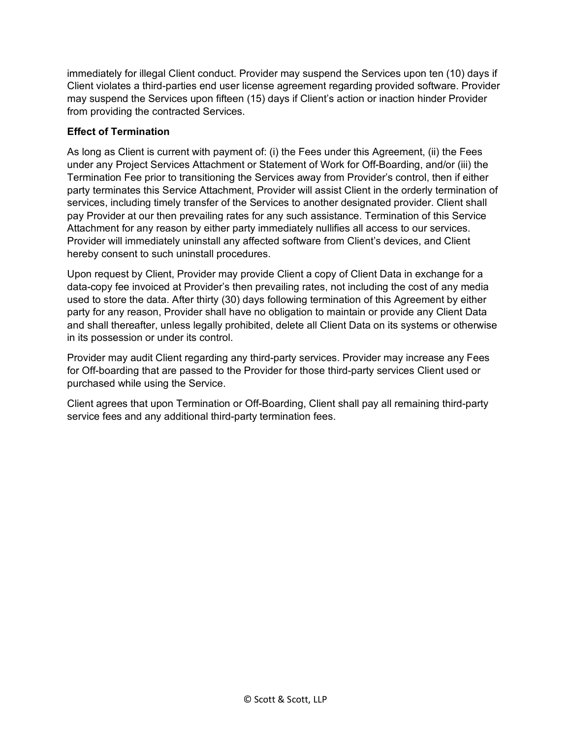immediately for illegal Client conduct. Provider may suspend the Services upon ten (10) days if Client violates a third-parties end user license agreement regarding provided software. Provider may suspend the Services upon fifteen (15) days if Client's action or inaction hinder Provider from providing the contracted Services.

**Effect of Termination**

As long as Client is current with payment of: (i) the Fees under this Agreement, (ii) the Fees under any Project Services Attachment or Statement of Work for Off-Boarding, and/or (iii) the Termination Fee prior to transitioning the Services away from Provider's control, then if either party terminates this Service Attachment, Provider will assist Client in the orderly termination of services, including timely transfer of the Services to another designated provider. Client shall pay Provider at our then prevailing rates for any such assistance. Termination of this Service Attachment for any reason by either party immediately nullifies all access to our services. Provider will immediately uninstall any affected software from Client's devices, and Client hereby consent to such uninstall procedures.

Upon request by Client, Provider may provide Client a copy of Client Data in exchange for a data-copy fee invoiced at Provider's then prevailing rates, not including the cost of any media used to store the data. After thirty (30) days following termination of this Agreement by either party for any reason, Provider shall have no obligation to maintain or provide any Client Data and shall thereafter, unless legally prohibited, delete all Client Data on its systems or otherwise in its possession or under its control.

Provider may audit Client regarding any third-party services. Provider may increase any Fees for Off-boarding that are passed to the Provider for those third-party services Client used or purchased while using the Service.

Client agrees that upon Termination or Off-Boarding, Client shall pay all remaining third-party service fees and any additional third-party termination fees.